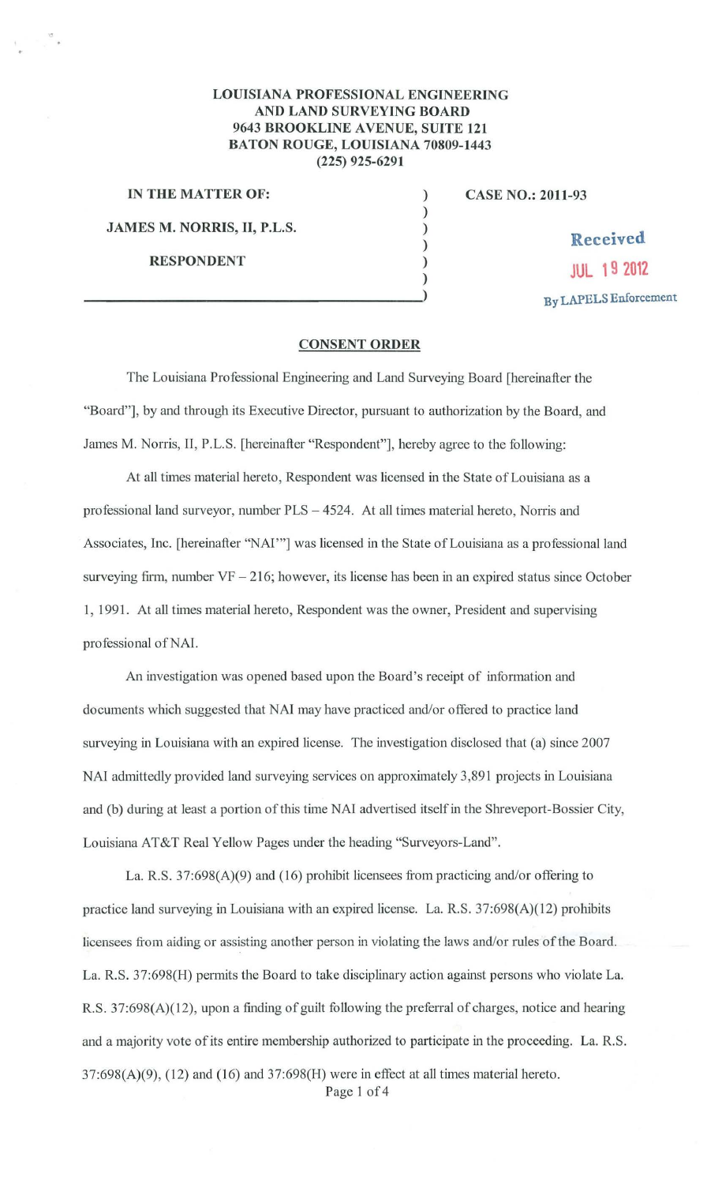**LOUISIANA PROFESSIONAL ENGINEERING AND LAND SURVEYING BOARD**
**9643 BROOKLINE AVENUE, SUITE 121**
**BATON ROUGE, LOUISIANA 70809-1443**
**(225) 925-6291**

**IN THE MATTER OF:**

**JAMES M. NORRIS, II, P.L.S.**

**RESPONDENT**

**CASE NO.: 2011-93**

Received
JUL 19 2012
By LAPELS Enforcement

## CONSENT ORDER

The Louisiana Professional Engineering and Land Surveying Board [hereinafter the "Board"], by and through its Executive Director, pursuant to authorization by the Board, and James M. Norris, II, P.L.S. [hereinafter "Respondent"], hereby agree to the following:

At all times material hereto, Respondent was licensed in the State of Louisiana as a professional land surveyor, number PLS – 4524. At all times material hereto, Norris and Associates, Inc. [hereinafter "NAI"] was licensed in the State of Louisiana as a professional land surveying firm, number VF – 216; however, its license has been in an expired status since October 1, 1991. At all times material hereto, Respondent was the owner, President and supervising professional of NAI.

An investigation was opened based upon the Board's receipt of information and documents which suggested that NAI may have practiced and/or offered to practice land surveying in Louisiana with an expired license. The investigation disclosed that (a) since 2007 NAI admittedly provided land surveying services on approximately 3,891 projects in Louisiana and (b) during at least a portion of this time NAI advertised itself in the Shreveport-Bossier City, Louisiana AT&T Real Yellow Pages under the heading "Surveyors-Land".

La. R.S. 37:698(A)(9) and (16) prohibit licensees from practicing and/or offering to practice land surveying in Louisiana with an expired license. La. R.S. 37:698(A)(12) prohibits licensees from aiding or assisting another person in violating the laws and/or rules of the Board. La. R.S. 37:698(H) permits the Board to take disciplinary action against persons who violate La. R.S. 37:698(A)(12), upon a finding of guilt following the preferral of charges, notice and hearing and a majority vote of its entire membership authorized to participate in the proceeding. La. R.S. 37:698(A)(9), (12) and (16) and 37:698(H) were in effect at all times material hereto.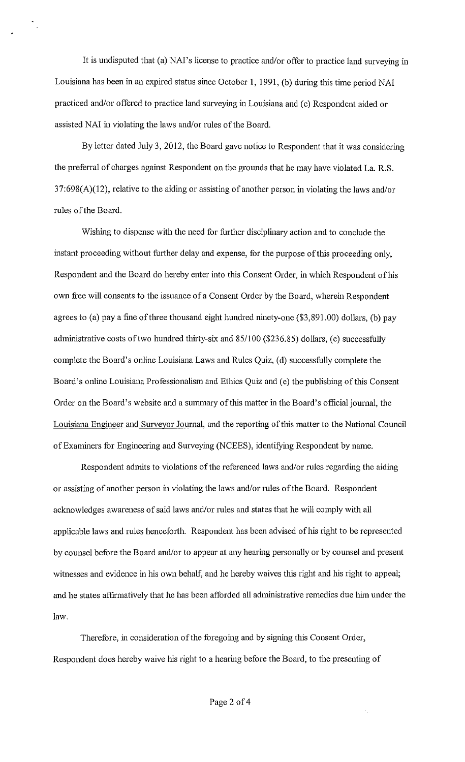It is undisputed that (a) NAI's license to practice and/or offer to practice land surveying in Louisiana has been in an expired status since October 1, 1991, (b) during this time period NAI practiced and/or offered to practice land surveying in Louisiana and (c) Respondent aided or assisted NAI in violating the laws and/or rules of the Board.

By letter dated July 3, 2012, the Board gave notice to Respondent that it was considering the preferral of charges against Respondent on the grounds that he may have violated La. R.S. 37:698(A)(12), relative to the aiding or assisting of another person in violating the laws and/or rules of the Board.

Wishing to dispense with the need for further disciplinary action and to conclude the instant proceeding without further delay and expense, for the purpose of this proceeding only, Respondent and the Board do hereby enter into this Consent Order, in which Respondent of his own free will consents to the issuance of a Consent Order by the Board, wherein Respondent agrees to (a) pay a fine of three thousand eight hundred ninety-one ($3,891.00) dollars, (b) pay administrative costs of two hundred thirty-six and 85/100 ($236.85) dollars, (c) successfully complete the Board's online Louisiana Laws and Rules Quiz, (d) successfully complete the Board's online Louisiana Professionalism and Ethics Quiz and (e) the publishing of this Consent Order on the Board's website and a summary of this matter in the Board's official journal, the Louisiana Engineer and Surveyor Journal, and the reporting of this matter to the National Council of Examiners for Engineering and Surveying (NCEES), identifying Respondent by name.

Respondent admits to violations of the referenced laws and/or rules regarding the aiding or assisting of another person in violating the laws and/or rules of the Board. Respondent acknowledges awareness of said laws and/or rules and states that he will comply with all applicable laws and rules henceforth. Respondent has been advised of his right to be represented by counsel before the Board and/or to appear at any hearing personally or by counsel and present witnesses and evidence in his own behalf, and he hereby waives this right and his right to appeal; and he states affirmatively that he has been afforded all administrative remedies due him under the law.

Therefore, in consideration of the foregoing and by signing this Consent Order, Respondent does hereby waive his right to a hearing before the Board, to the presenting of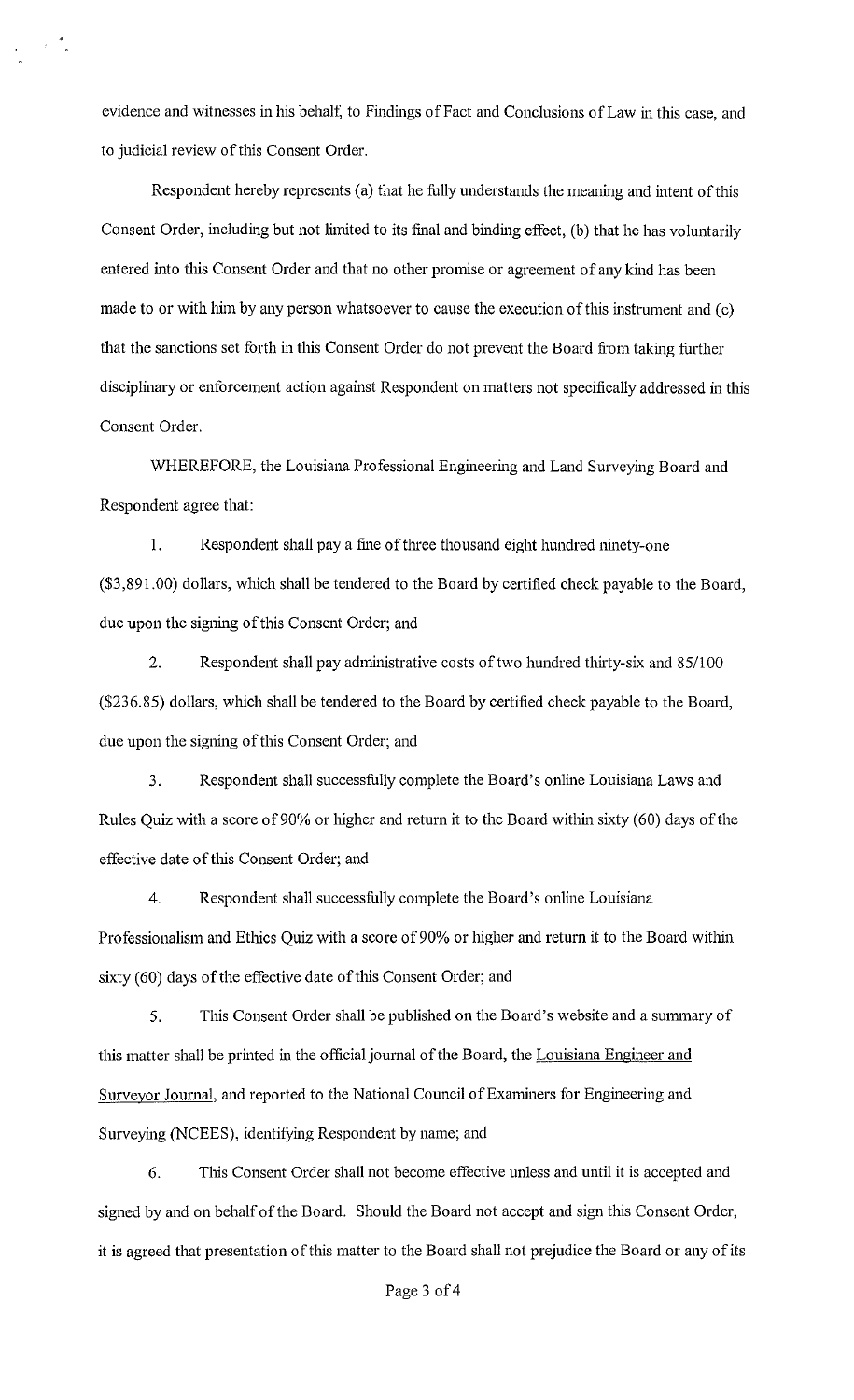evidence and witnesses in his behalf, to Findings of Fact and Conclusions of Law in this case, and to judicial review of this Consent Order.

Respondent hereby represents (a) that he fully understands the meaning and intent of this Consent Order, including but not limited to its final and binding effect, (b) that he has voluntarily entered into this Consent Order and that no other promise or agreement of any kind has been made to or with him by any person whatsoever to cause the execution of this instrument and (c) that the sanctions set forth in this Consent Order do not prevent the Board from taking further disciplinary or enforcement action against Respondent on matters not specifically addressed in this Consent Order.

WHEREFORE, the Louisiana Professional Engineering and Land Surveying Board and Respondent agree that:

1. Respondent shall pay a fine of three thousand eight hundred ninety-one ($3,891.00) dollars, which shall be tendered to the Board by certified check payable to the Board, due upon the signing of this Consent Order; and

2. Respondent shall pay administrative costs of two hundred thirty-six and 85/100 ($236.85) dollars, which shall be tendered to the Board by certified check payable to the Board, due upon the signing of this Consent Order; and

3. Respondent shall successfully complete the Board's online Louisiana Laws and Rules Quiz with a score of 90% or higher and return it to the Board within sixty (60) days of the effective date of this Consent Order; and

4. Respondent shall successfully complete the Board's online Louisiana Professionalism and Ethics Quiz with a score of 90% or higher and return it to the Board within sixty (60) days of the effective date of this Consent Order; and

5. This Consent Order shall be published on the Board's website and a summary of this matter shall be printed in the official journal of the Board, the Louisiana Engineer and Surveyor Journal, and reported to the National Council of Examiners for Engineering and Surveying (NCEES), identifying Respondent by name; and

6. This Consent Order shall not become effective unless and until it is accepted and signed by and on behalf of the Board. Should the Board not accept and sign this Consent Order, it is agreed that presentation of this matter to the Board shall not prejudice the Board or any of its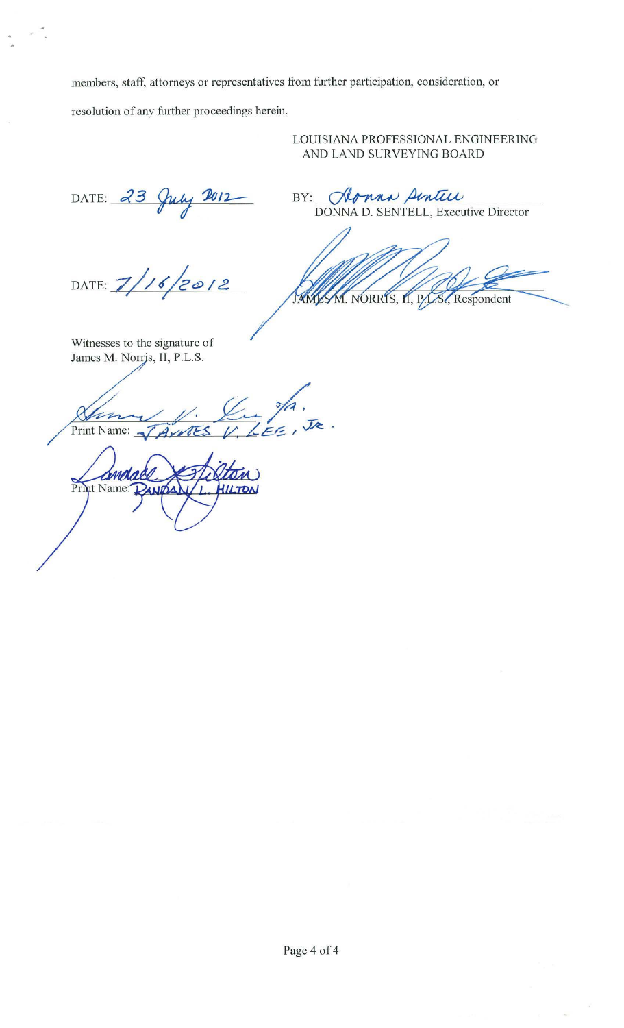members, staff, attorneys or representatives from further participation, consideration, or resolution of any further proceedings herein.

LOUISIANA PROFESSIONAL ENGINEERING AND LAND SURVEYING BOARD

DATE: 23 July 2012

BY: Donna Sentell
DONNA D. SENTELL, Executive Director

DATE: 7/16/2012

JAMES M. NORRIS, II, P.L.S., Respondent

Witnesses to the signature of James M. Norris, II, P.L.S.

Print Name: JAMES V. LEE, JR.

Print Name: RANDALL L. HILTON